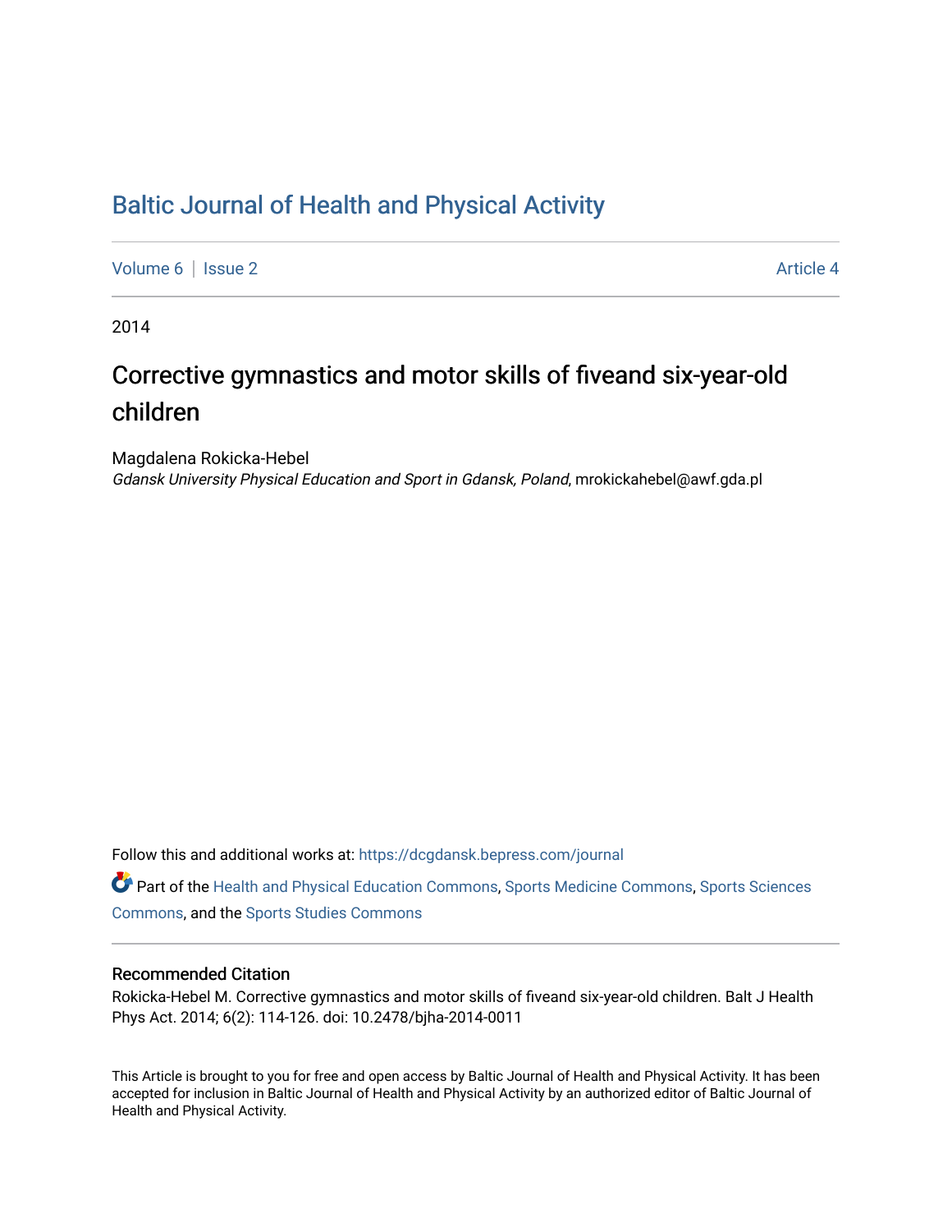# Baltic Journal of Health and Physical Activity

Volume 6 | Issue 2 | Article 4

2014

## Corrective gymnastics and motor skills of fiveand six-year-old children

Magdalena Rokicka-Hebel
*Gdansk University Physical Education and Sport in Gdansk, Poland*, mrokickahebel@awf.gda.pl

Follow this and additional works at: https://dcgdansk.bepress.com/journal

Part of the Health and Physical Education Commons, Sports Medicine Commons, Sports Sciences Commons, and the Sports Studies Commons

### Recommended Citation

Rokicka-Hebel M. Corrective gymnastics and motor skills of fiveand six-year-old children. Balt J Health Phys Act. 2014; 6(2): 114-126. doi: 10.2478/bjha-2014-0011

This Article is brought to you for free and open access by Baltic Journal of Health and Physical Activity. It has been accepted for inclusion in Baltic Journal of Health and Physical Activity by an authorized editor of Baltic Journal of Health and Physical Activity.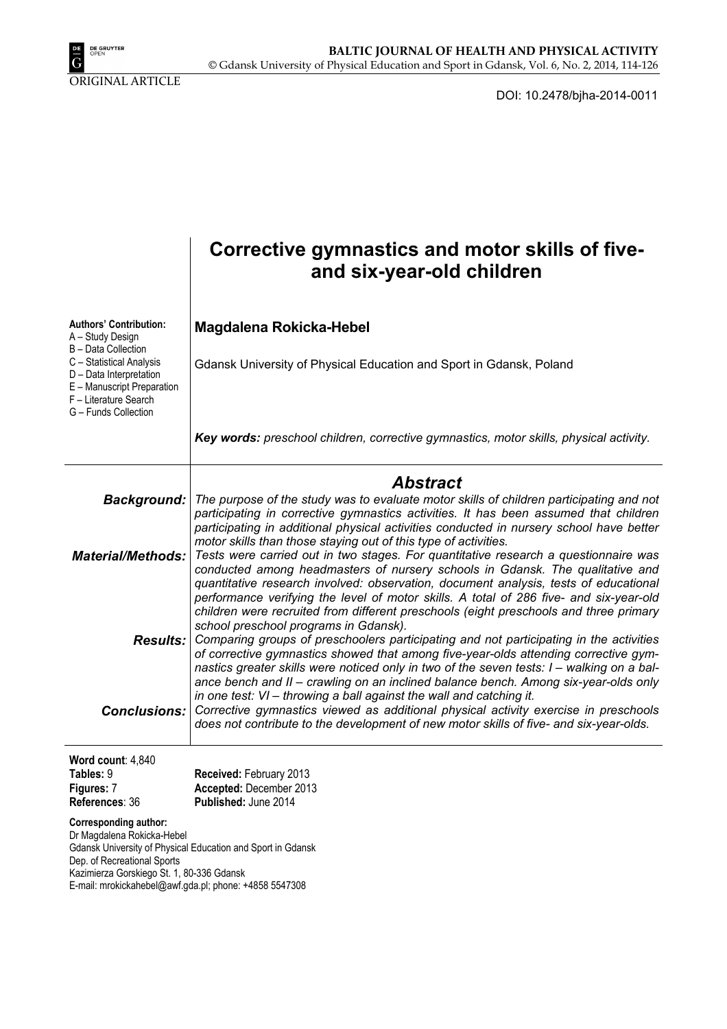DE GRUYTER OPEN

ORIGINAL ARTICLE

DOI: 10.2478/bjha-2014-0011

# Corrective gymnastics and motor skills of five- and six-year-old children

**Authors' Contribution:**
A – Study Design
B – Data Collection
C – Statistical Analysis
D – Data Interpretation
E – Manuscript Preparation
F – Literature Search
G – Funds Collection

**Magdalena Rokicka-Hebel**

Gdansk University of Physical Education and Sport in Gdansk, Poland

***Key words:*** *preschool children, corrective gymnastics, motor skills, physical activity.*

## *Abstract*

***Background:*** *The purpose of the study was to evaluate motor skills of children participating and not participating in corrective gymnastics activities. It has been assumed that children participating in additional physical activities conducted in nursery school have better motor skills than those staying out of this type of activities.*

***Material/Methods:*** *Tests were carried out in two stages. For quantitative research a questionnaire was conducted among headmasters of nursery schools in Gdansk. The qualitative and quantitative research involved: observation, document analysis, tests of educational performance verifying the level of motor skills. A total of 286 five- and six-year-old children were recruited from different preschools (eight preschools and three primary school preschool programs in Gdansk).*

***Results:*** *Comparing groups of preschoolers participating and not participating in the activities of corrective gymnastics showed that among five-year-olds attending corrective gymnastics greater skills were noticed only in two of the seven tests: I – walking on a balance bench and II – crawling on an inclined balance bench. Among six-year-olds only in one test: VI – throwing a ball against the wall and catching it.*

***Conclusions:*** *Corrective gymnastics viewed as additional physical activity exercise in preschools does not contribute to the development of new motor skills of five- and six-year-olds.*

**Word count**: 4,840
**Tables:** 9
**Figures:** 7
**References**: 36

**Received:** February 2013
**Accepted:** December 2013
**Published:** June 2014

**Corresponding author:**
Dr Magdalena Rokicka-Hebel
Gdansk University of Physical Education and Sport in Gdansk
Dep. of Recreational Sports
Kazimierza Gorskiego St. 1, 80-336 Gdansk
E-mail: mrokickahebel@awf.gda.pl; phone: +4858 5547308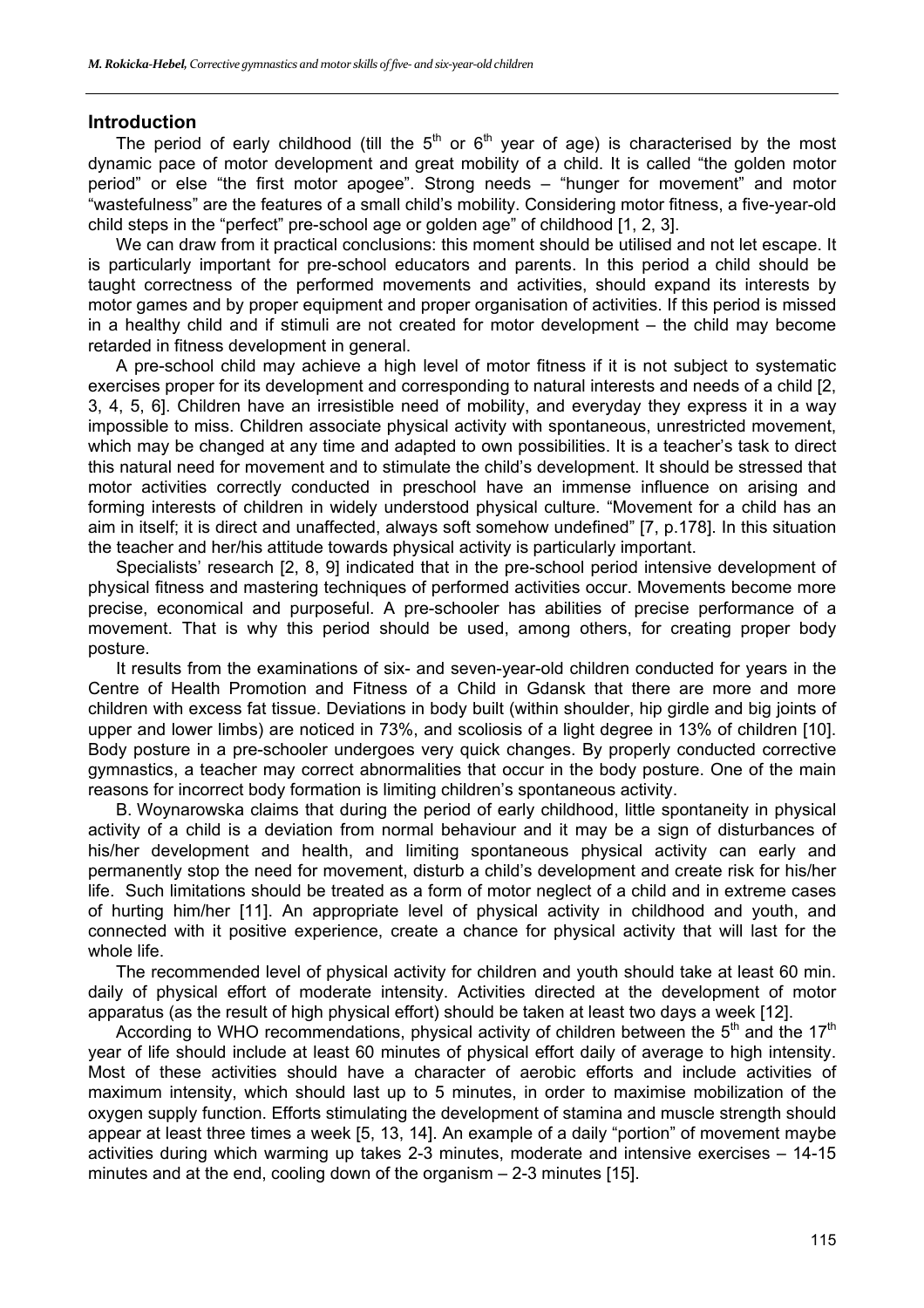## Introduction

The period of early childhood (till the 5th or 6th year of age) is characterised by the most dynamic pace of motor development and great mobility of a child. It is called "the golden motor period" or else "the first motor apogee". Strong needs – "hunger for movement" and motor "wastefulness" are the features of a small child's mobility. Considering motor fitness, a five-year-old child steps in the "perfect" pre-school age or golden age" of childhood [1, 2, 3].

We can draw from it practical conclusions: this moment should be utilised and not let escape. It is particularly important for pre-school educators and parents. In this period a child should be taught correctness of the performed movements and activities, should expand its interests by motor games and by proper equipment and proper organisation of activities. If this period is missed in a healthy child and if stimuli are not created for motor development – the child may become retarded in fitness development in general.

A pre-school child may achieve a high level of motor fitness if it is not subject to systematic exercises proper for its development and corresponding to natural interests and needs of a child [2, 3, 4, 5, 6]. Children have an irresistible need of mobility, and everyday they express it in a way impossible to miss. Children associate physical activity with spontaneous, unrestricted movement, which may be changed at any time and adapted to own possibilities. It is a teacher's task to direct this natural need for movement and to stimulate the child's development. It should be stressed that motor activities correctly conducted in preschool have an immense influence on arising and forming interests of children in widely understood physical culture. "Movement for a child has an aim in itself; it is direct and unaffected, always soft somehow undefined" [7, p.178]. In this situation the teacher and her/his attitude towards physical activity is particularly important.

Specialists' research [2, 8, 9] indicated that in the pre-school period intensive development of physical fitness and mastering techniques of performed activities occur. Movements become more precise, economical and purposeful. A pre-schooler has abilities of precise performance of a movement. That is why this period should be used, among others, for creating proper body posture.

It results from the examinations of six- and seven-year-old children conducted for years in the Centre of Health Promotion and Fitness of a Child in Gdansk that there are more and more children with excess fat tissue. Deviations in body built (within shoulder, hip girdle and big joints of upper and lower limbs) are noticed in 73%, and scoliosis of a light degree in 13% of children [10]. Body posture in a pre-schooler undergoes very quick changes. By properly conducted corrective gymnastics, a teacher may correct abnormalities that occur in the body posture. One of the main reasons for incorrect body formation is limiting children's spontaneous activity.

B. Woynarowska claims that during the period of early childhood, little spontaneity in physical activity of a child is a deviation from normal behaviour and it may be a sign of disturbances of his/her development and health, and limiting spontaneous physical activity can early and permanently stop the need for movement, disturb a child's development and create risk for his/her life. Such limitations should be treated as a form of motor neglect of a child and in extreme cases of hurting him/her [11]. An appropriate level of physical activity in childhood and youth, and connected with it positive experience, create a chance for physical activity that will last for the whole life.

The recommended level of physical activity for children and youth should take at least 60 min. daily of physical effort of moderate intensity. Activities directed at the development of motor apparatus (as the result of high physical effort) should be taken at least two days a week [12].

According to WHO recommendations, physical activity of children between the 5th and the 17th year of life should include at least 60 minutes of physical effort daily of average to high intensity. Most of these activities should have a character of aerobic efforts and include activities of maximum intensity, which should last up to 5 minutes, in order to maximise mobilization of the oxygen supply function. Efforts stimulating the development of stamina and muscle strength should appear at least three times a week [5, 13, 14]. An example of a daily "portion" of movement maybe activities during which warming up takes 2-3 minutes, moderate and intensive exercises – 14-15 minutes and at the end, cooling down of the organism – 2-3 minutes [15].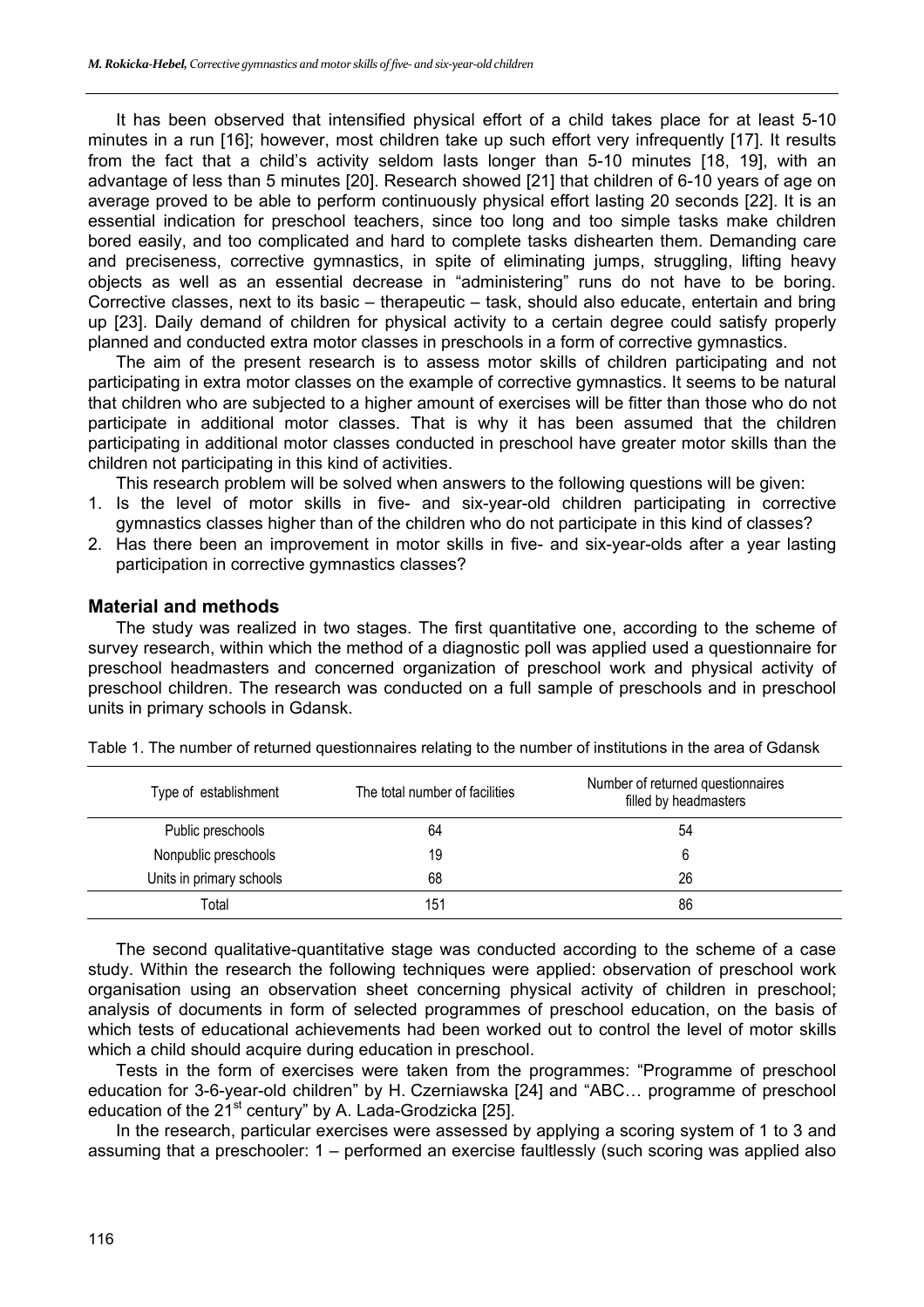It has been observed that intensified physical effort of a child takes place for at least 5-10 minutes in a run [16]; however, most children take up such effort very infrequently [17]. It results from the fact that a child's activity seldom lasts longer than 5-10 minutes [18, 19], with an advantage of less than 5 minutes [20]. Research showed [21] that children of 6-10 years of age on average proved to be able to perform continuously physical effort lasting 20 seconds [22]. It is an essential indication for preschool teachers, since too long and too simple tasks make children bored easily, and too complicated and hard to complete tasks dishearten them. Demanding care and preciseness, corrective gymnastics, in spite of eliminating jumps, struggling, lifting heavy objects as well as an essential decrease in "administering" runs do not have to be boring. Corrective classes, next to its basic – therapeutic – task, should also educate, entertain and bring up [23]. Daily demand of children for physical activity to a certain degree could satisfy properly planned and conducted extra motor classes in preschools in a form of corrective gymnastics.

The aim of the present research is to assess motor skills of children participating and not participating in extra motor classes on the example of corrective gymnastics. It seems to be natural that children who are subjected to a higher amount of exercises will be fitter than those who do not participate in additional motor classes. That is why it has been assumed that the children participating in additional motor classes conducted in preschool have greater motor skills than the children not participating in this kind of activities.

This research problem will be solved when answers to the following questions will be given:

1. Is the level of motor skills in five- and six-year-old children participating in corrective gymnastics classes higher than of the children who do not participate in this kind of classes?
2. Has there been an improvement in motor skills in five- and six-year-olds after a year lasting participation in corrective gymnastics classes?

## Material and methods

The study was realized in two stages. The first quantitative one, according to the scheme of survey research, within which the method of a diagnostic poll was applied used a questionnaire for preschool headmasters and concerned organization of preschool work and physical activity of preschool children. The research was conducted on a full sample of preschools and in preschool units in primary schools in Gdansk.

Table 1. The number of returned questionnaires relating to the number of institutions in the area of Gdansk

| Type of establishment | The total number of facilities | Number of returned questionnaires filled by headmasters |
|---|---|---|
| Public preschools | 64 | 54 |
| Nonpublic preschools | 19 | 6 |
| Units in primary schools | 68 | 26 |
| Total | 151 | 86 |

The second qualitative-quantitative stage was conducted according to the scheme of a case study. Within the research the following techniques were applied: observation of preschool work organisation using an observation sheet concerning physical activity of children in preschool; analysis of documents in form of selected programmes of preschool education, on the basis of which tests of educational achievements had been worked out to control the level of motor skills which a child should acquire during education in preschool.

Tests in the form of exercises were taken from the programmes: "Programme of preschool education for 3-6-year-old children" by H. Czerniawska [24] and "ABC… programme of preschool education of the 21st century" by A. Lada-Grodzicka [25].

In the research, particular exercises were assessed by applying a scoring system of 1 to 3 and assuming that a preschooler: 1 – performed an exercise faultlessly (such scoring was applied also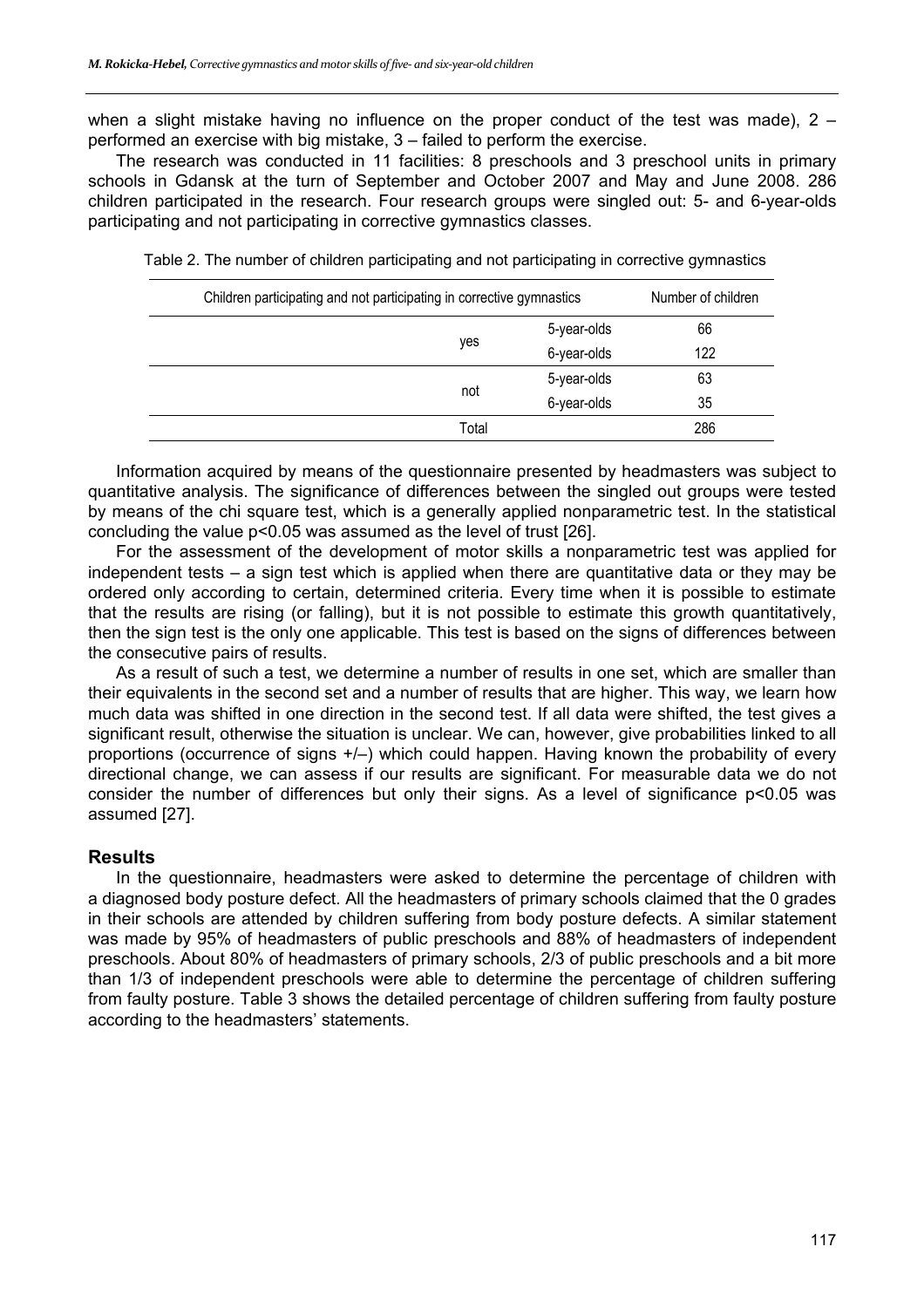when a slight mistake having no influence on the proper conduct of the test was made), 2 – performed an exercise with big mistake, 3 – failed to perform the exercise.

The research was conducted in 11 facilities: 8 preschools and 3 preschool units in primary schools in Gdansk at the turn of September and October 2007 and May and June 2008. 286 children participated in the research. Four research groups were singled out: 5- and 6-year-olds participating and not participating in corrective gymnastics classes.

Table 2. The number of children participating and not participating in corrective gymnastics

| Children participating and not participating in corrective gymnastics | | Number of children |
|---|---|---|
| yes | 5-year-olds | 66 |
| | 6-year-olds | 122 |
| not | 5-year-olds | 63 |
| | 6-year-olds | 35 |
| Total | | 286 |

Information acquired by means of the questionnaire presented by headmasters was subject to quantitative analysis. The significance of differences between the singled out groups were tested by means of the chi square test, which is a generally applied nonparametric test. In the statistical concluding the value $p<0.05$ was assumed as the level of trust [26].

For the assessment of the development of motor skills a nonparametric test was applied for independent tests – a sign test which is applied when there are quantitative data or they may be ordered only according to certain, determined criteria. Every time when it is possible to estimate that the results are rising (or falling), but it is not possible to estimate this growth quantitatively, then the sign test is the only one applicable. This test is based on the signs of differences between the consecutive pairs of results.

As a result of such a test, we determine a number of results in one set, which are smaller than their equivalents in the second set and a number of results that are higher. This way, we learn how much data was shifted in one direction in the second test. If all data were shifted, the test gives a significant result, otherwise the situation is unclear. We can, however, give probabilities linked to all proportions (occurrence of signs +/–) which could happen. Having known the probability of every directional change, we can assess if our results are significant. For measurable data we do not consider the number of differences but only their signs. As a level of significance $p<0.05$ was assumed [27].

## Results

In the questionnaire, headmasters were asked to determine the percentage of children with a diagnosed body posture defect. All the headmasters of primary schools claimed that the 0 grades in their schools are attended by children suffering from body posture defects. A similar statement was made by 95% of headmasters of public preschools and 88% of headmasters of independent preschools. About 80% of headmasters of primary schools, 2/3 of public preschools and a bit more than 1/3 of independent preschools were able to determine the percentage of children suffering from faulty posture. Table 3 shows the detailed percentage of children suffering from faulty posture according to the headmasters' statements.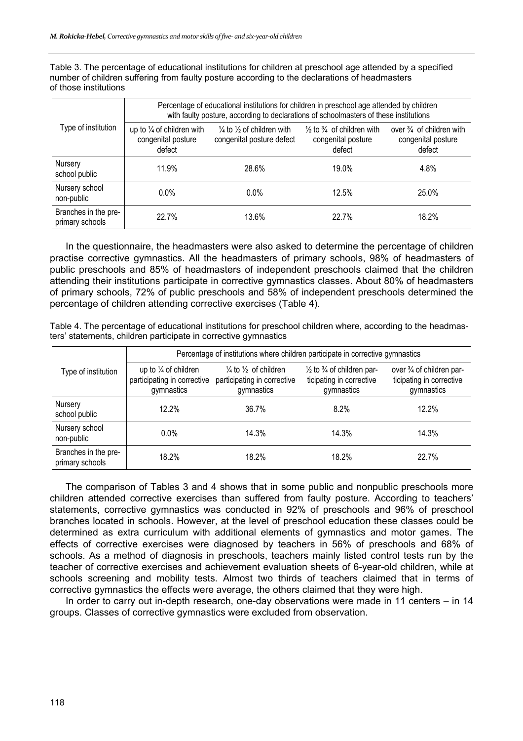Table 3. The percentage of educational institutions for children at preschool age attended by a specified number of children suffering from faulty posture according to the declarations of headmasters of those institutions

| Type of institution | Percentage of educational institutions for children in preschool age attended by children with faulty posture, according to declarations of schoolmasters of these institutions | | | |
|---|---|---|---|---|
| | up to ¼ of children with congenital posture defect | ¼ to ½ of children with congenital posture defect | ½ to ¾ of children with congenital posture defect | over ¾ of children with congenital posture defect |
| Nursery school public | 11.9% | 28.6% | 19.0% | 4.8% |
| Nursery school non-public | 0.0% | 0.0% | 12.5% | 25.0% |
| Branches in the pre-primary schools | 22.7% | 13.6% | 22.7% | 18.2% |

In the questionnaire, the headmasters were also asked to determine the percentage of children practise corrective gymnastics. All the headmasters of primary schools, 98% of headmasters of public preschools and 85% of headmasters of independent preschools claimed that the children attending their institutions participate in corrective gymnastics classes. About 80% of headmasters of primary schools, 72% of public preschools and 58% of independent preschools determined the percentage of children attending corrective exercises (Table 4).

Table 4. The percentage of educational institutions for preschool children where, according to the headmasters' statements, children participate in corrective gymnastics

| Type of institution | Percentage of institutions where children participate in corrective gymnastics | | | |
|---|---|---|---|---|
| | up to ¼ of children participating in corrective gymnastics | ¼ to ½ of children participating in corrective gymnastics | ½ to ¾ of children participating in corrective gymnastics | over ¾ of children participating in corrective gymnastics |
| Nursery school public | 12.2% | 36.7% | 8.2% | 12.2% |
| Nursery school non-public | 0.0% | 14.3% | 14.3% | 14.3% |
| Branches in the pre-primary schools | 18.2% | 18.2% | 18.2% | 22.7% |

The comparison of Tables 3 and 4 shows that in some public and nonpublic preschools more children attended corrective exercises than suffered from faulty posture. According to teachers' statements, corrective gymnastics was conducted in 92% of preschools and 96% of preschool branches located in schools. However, at the level of preschool education these classes could be determined as extra curriculum with additional elements of gymnastics and motor games. The effects of corrective exercises were diagnosed by teachers in 56% of preschools and 68% of schools. As a method of diagnosis in preschools, teachers mainly listed control tests run by the teacher of corrective exercises and achievement evaluation sheets of 6-year-old children, while at schools screening and mobility tests. Almost two thirds of teachers claimed that in terms of corrective gymnastics the effects were average, the others claimed that they were high.

In order to carry out in-depth research, one-day observations were made in 11 centers – in 14 groups. Classes of corrective gymnastics were excluded from observation.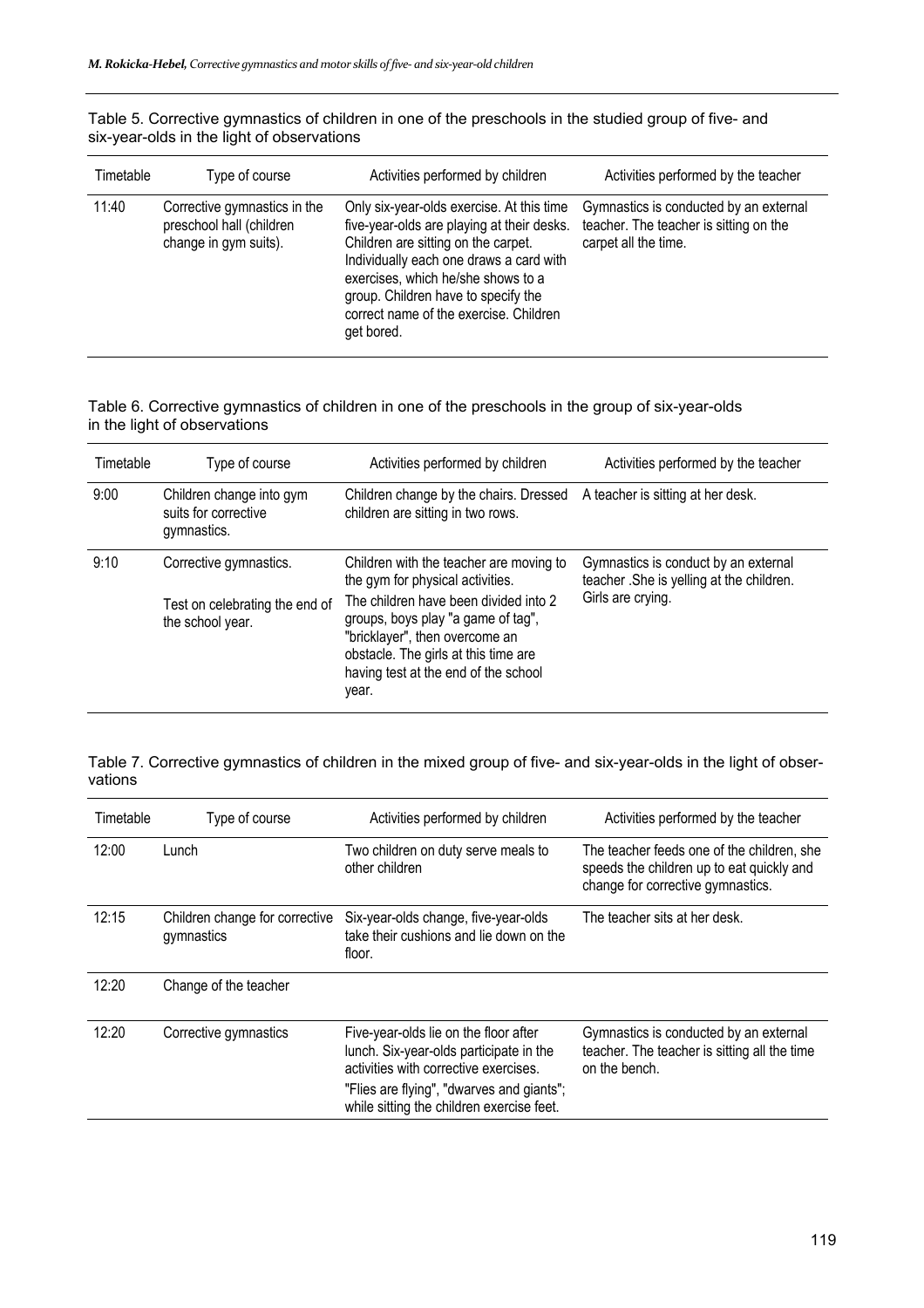Table 5. Corrective gymnastics of children in one of the preschools in the studied group of five- and six-year-olds in the light of observations

| Timetable | Type of course | Activities performed by children | Activities performed by the teacher |
|---|---|---|---|
| 11:40 | Corrective gymnastics in the preschool hall (children change in gym suits). | Only six-year-olds exercise. At this time five-year-olds are playing at their desks. Children are sitting on the carpet. Individually each one draws a card with exercises, which he/she shows to a group. Children have to specify the correct name of the exercise. Children get bored. | Gymnastics is conducted by an external teacher. The teacher is sitting on the carpet all the time. |

Table 6. Corrective gymnastics of children in one of the preschools in the group of six-year-olds in the light of observations

| Timetable | Type of course | Activities performed by children | Activities performed by the teacher |
|---|---|---|---|
| 9:00 | Children change into gym suits for corrective gymnastics. | Children change by the chairs. Dressed children are sitting in two rows. | A teacher is sitting at her desk. |
| 9:10 | Corrective gymnastics. Test on celebrating the end of the school year. | Children with the teacher are moving to the gym for physical activities. The children have been divided into 2 groups, boys play "a game of tag", "bricklayer", then overcome an obstacle. The girls at this time are having test at the end of the school year. | Gymnastics is conduct by an external teacher .She is yelling at the children. Girls are crying. |

Table 7. Corrective gymnastics of children in the mixed group of five- and six-year-olds in the light of observations

| Timetable | Type of course | Activities performed by children | Activities performed by the teacher |
|---|---|---|---|
| 12:00 | Lunch | Two children on duty serve meals to other children | The teacher feeds one of the children, she speeds the children up to eat quickly and change for corrective gymnastics. |
| 12:15 | Children change for corrective gymnastics | Six-year-olds change, five-year-olds take their cushions and lie down on the floor. | The teacher sits at her desk. |
| 12:20 | Change of the teacher | | |
| 12:20 | Corrective gymnastics | Five-year-olds lie on the floor after lunch. Six-year-olds participate in the activities with corrective exercises. "Flies are flying", "dwarves and giants"; while sitting the children exercise feet. | Gymnastics is conducted by an external teacher. The teacher is sitting all the time on the bench. |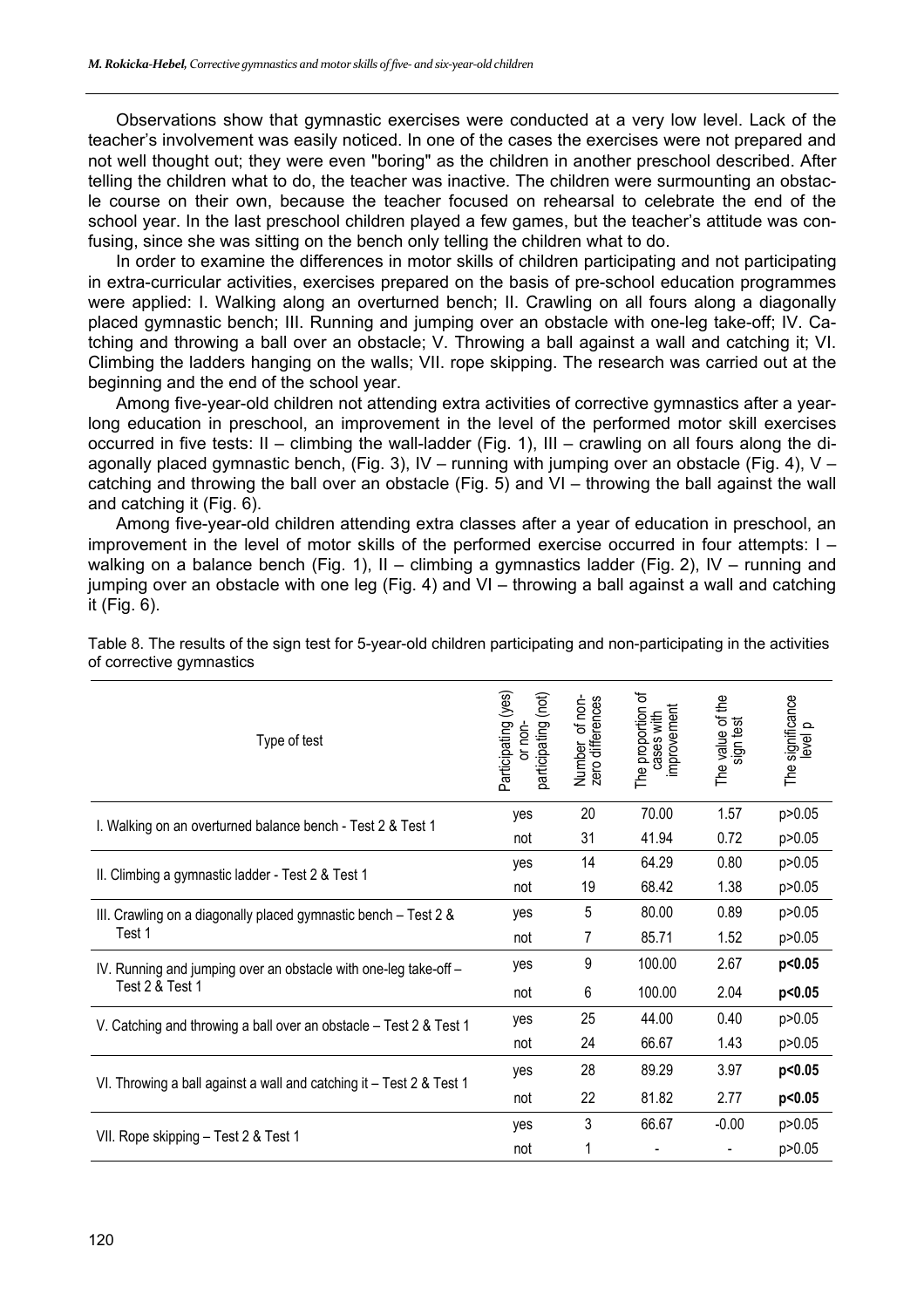Observations show that gymnastic exercises were conducted at a very low level. Lack of the teacher's involvement was easily noticed. In one of the cases the exercises were not prepared and not well thought out; they were even "boring" as the children in another preschool described. After telling the children what to do, the teacher was inactive. The children were surmounting an obstacle course on their own, because the teacher focused on rehearsal to celebrate the end of the school year. In the last preschool children played a few games, but the teacher's attitude was confusing, since she was sitting on the bench only telling the children what to do.

In order to examine the differences in motor skills of children participating and not participating in extra-curricular activities, exercises prepared on the basis of pre-school education programmes were applied: I. Walking along an overturned bench; II. Crawling on all fours along a diagonally placed gymnastic bench; III. Running and jumping over an obstacle with one-leg take-off; IV. Catching and throwing a ball over an obstacle; V. Throwing a ball against a wall and catching it; VI. Climbing the ladders hanging on the walls; VII. rope skipping. The research was carried out at the beginning and the end of the school year.

Among five-year-old children not attending extra activities of corrective gymnastics after a year-long education in preschool, an improvement in the level of the performed motor skill exercises occurred in five tests: II – climbing the wall-ladder (Fig. 1), III – crawling on all fours along the diagonally placed gymnastic bench, (Fig. 3), IV – running with jumping over an obstacle (Fig. 4), V – catching and throwing the ball over an obstacle (Fig. 5) and VI – throwing the ball against the wall and catching it (Fig. 6).

Among five-year-old children attending extra classes after a year of education in preschool, an improvement in the level of motor skills of the performed exercise occurred in four attempts: I – walking on a balance bench (Fig. 1), II – climbing a gymnastics ladder (Fig. 2), IV – running and jumping over an obstacle with one leg (Fig. 4) and VI – throwing a ball against a wall and catching it (Fig. 6).

Table 8. The results of the sign test for 5-year-old children participating and non-participating in the activities of corrective gymnastics

| Type of test | Participating (yes) or non-participating (not) | Number of non-zero differences | The proportion of cases with improvement | The value of the sign test | The significance level p |
|---|---|---|---|---|---|
| I. Walking on an overturned balance bench - Test 2 & Test 1 | yes | 20 | 70.00 | 1.57 | p>0.05 |
| | not | 31 | 41.94 | 0.72 | p>0.05 |
| II. Climbing a gymnastic ladder - Test 2 & Test 1 | yes | 14 | 64.29 | 0.80 | p>0.05 |
| | not | 19 | 68.42 | 1.38 | p>0.05 |
| III. Crawling on a diagonally placed gymnastic bench – Test 2 & Test 1 | yes | 5 | 80.00 | 0.89 | p>0.05 |
| | not | 7 | 85.71 | 1.52 | p>0.05 |
| IV. Running and jumping over an obstacle with one-leg take-off – Test 2 & Test 1 | yes | 9 | 100.00 | 2.67 | **p<0.05** |
| | not | 6 | 100.00 | 2.04 | **p<0.05** |
| V. Catching and throwing a ball over an obstacle – Test 2 & Test 1 | yes | 25 | 44.00 | 0.40 | p>0.05 |
| | not | 24 | 66.67 | 1.43 | p>0.05 |
| VI. Throwing a ball against a wall and catching it – Test 2 & Test 1 | yes | 28 | 89.29 | 3.97 | **p<0.05** |
| | not | 22 | 81.82 | 2.77 | **p<0.05** |
| VII. Rope skipping – Test 2 & Test 1 | yes | 3 | 66.67 | -0.00 | p>0.05 |
| | not | 1 | - | - | p>0.05 |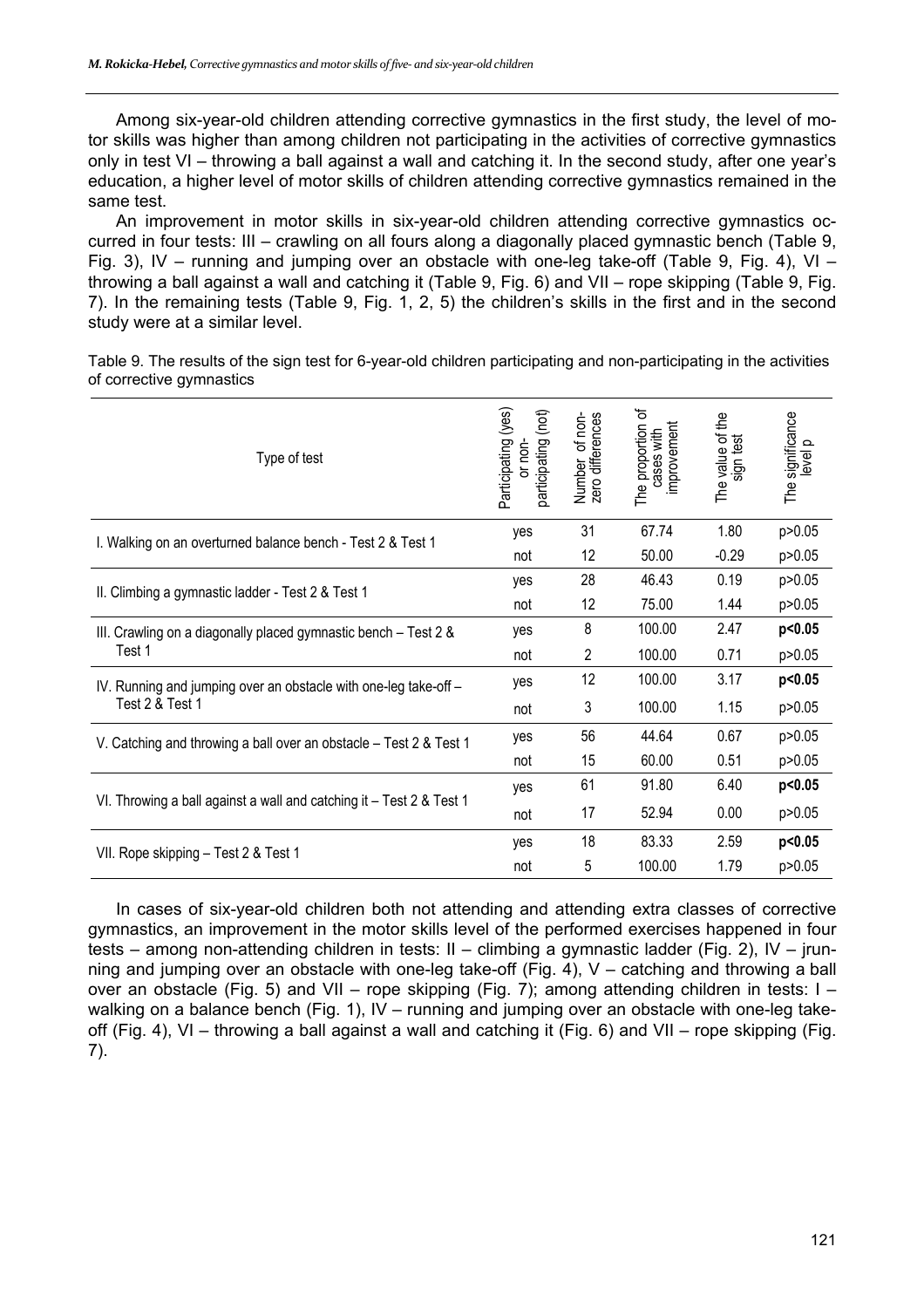Among six-year-old children attending corrective gymnastics in the first study, the level of motor skills was higher than among children not participating in the activities of corrective gymnastics only in test VI – throwing a ball against a wall and catching it. In the second study, after one year's education, a higher level of motor skills of children attending corrective gymnastics remained in the same test.

An improvement in motor skills in six-year-old children attending corrective gymnastics occurred in four tests: III – crawling on all fours along a diagonally placed gymnastic bench (Table 9, Fig. 3), IV – running and jumping over an obstacle with one-leg take-off (Table 9, Fig. 4), VI – throwing a ball against a wall and catching it (Table 9, Fig. 6) and VII – rope skipping (Table 9, Fig. 7). In the remaining tests (Table 9, Fig. 1, 2, 5) the children's skills in the first and in the second study were at a similar level.

Table 9. The results of the sign test for 6-year-old children participating and non-participating in the activities of corrective gymnastics

| Type of test | Participating (yes) or non-participating (not) | Number of non-zero differences | The proportion of cases with improvement | The value of the sign test | The significance level p |
|---|---|---|---|---|---|
| I. Walking on an overturned balance bench - Test 2 & Test 1 | yes | 31 | 67.74 | 1.80 | p>0.05 |
| | not | 12 | 50.00 | -0.29 | p>0.05 |
| II. Climbing a gymnastic ladder - Test 2 & Test 1 | yes | 28 | 46.43 | 0.19 | p>0.05 |
| | not | 12 | 75.00 | 1.44 | p>0.05 |
| III. Crawling on a diagonally placed gymnastic bench – Test 2 & Test 1 | yes | 8 | 100.00 | 2.47 | **p<0.05** |
| | not | 2 | 100.00 | 0.71 | p>0.05 |
| IV. Running and jumping over an obstacle with one-leg take-off – Test 2 & Test 1 | yes | 12 | 100.00 | 3.17 | **p<0.05** |
| | not | 3 | 100.00 | 1.15 | p>0.05 |
| V. Catching and throwing a ball over an obstacle – Test 2 & Test 1 | yes | 56 | 44.64 | 0.67 | p>0.05 |
| | not | 15 | 60.00 | 0.51 | p>0.05 |
| VI. Throwing a ball against a wall and catching it – Test 2 & Test 1 | yes | 61 | 91.80 | 6.40 | **p<0.05** |
| | not | 17 | 52.94 | 0.00 | p>0.05 |
| VII. Rope skipping – Test 2 & Test 1 | yes | 18 | 83.33 | 2.59 | **p<0.05** |
| | not | 5 | 100.00 | 1.79 | p>0.05 |

In cases of six-year-old children both not attending and attending extra classes of corrective gymnastics, an improvement in the motor skills level of the performed exercises happened in four tests – among non-attending children in tests: II – climbing a gymnastic ladder (Fig. 2), IV – jrunning and jumping over an obstacle with one-leg take-off (Fig. 4), V – catching and throwing a ball over an obstacle (Fig. 5) and VII – rope skipping (Fig. 7); among attending children in tests: I – walking on a balance bench (Fig. 1), IV – running and jumping over an obstacle with one-leg take-off (Fig. 4), VI – throwing a ball against a wall and catching it (Fig. 6) and VII – rope skipping (Fig. 7).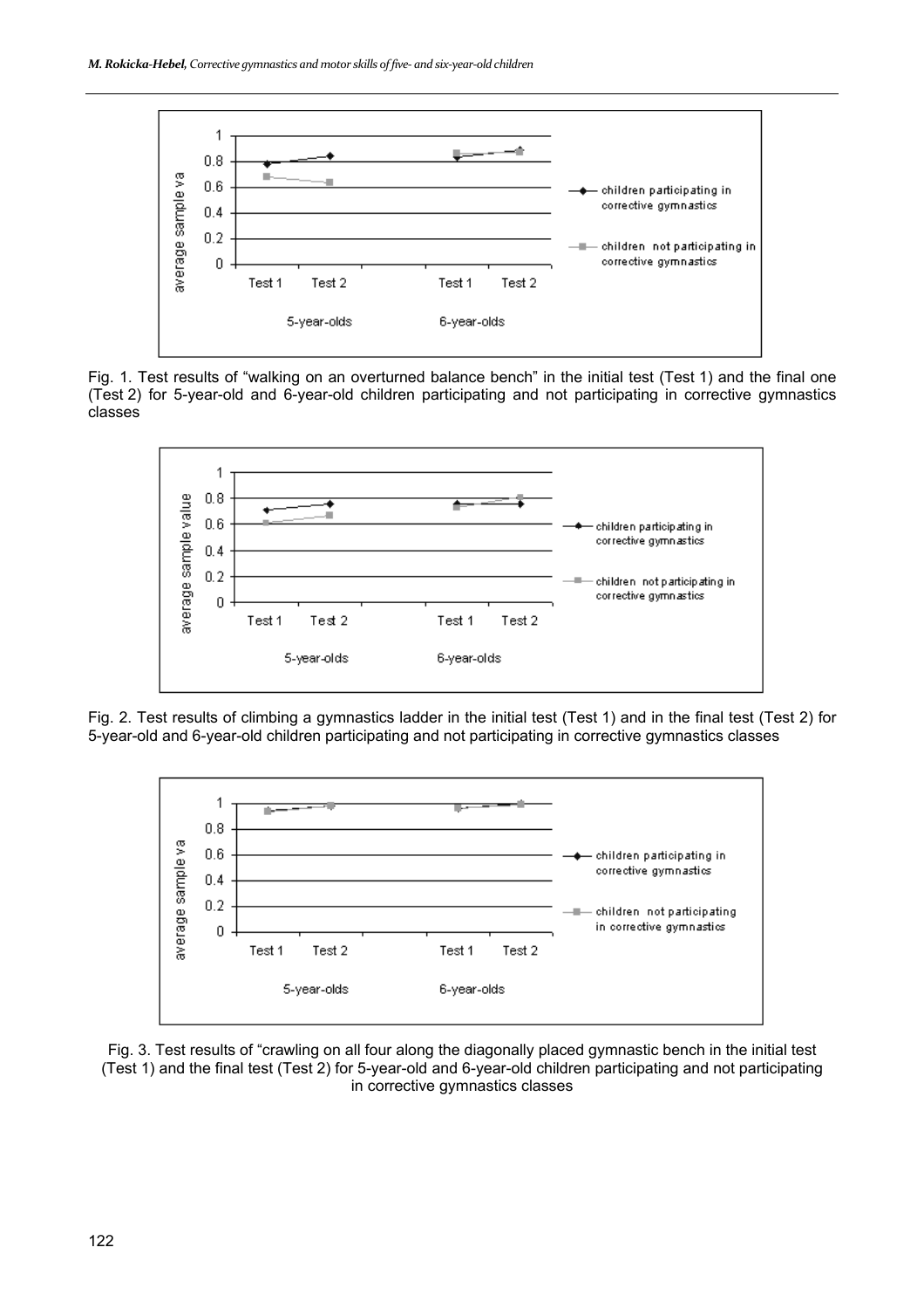1
0.8
0.6
0.4
0.2
0
average sample va
Test 1
Test 2
Test 1
Test 2
5-year-olds
6-year-olds
children participating in corrective gymnastics
children not participating in corrective gymnastics

Fig. 1. Test results of "walking on an overturned balance bench" in the initial test (Test 1) and the final one (Test 2) for 5-year-old and 6-year-old children participating and not participating in corrective gymnastics classes

1
0.8
0.6
0.4
0.2
0
average sample value
Test 1
Test 2
Test 1
Test 2
5-year-olds
6-year-olds
children participating in corrective gymnastics
children not participating in corrective gymnastics

Fig. 2. Test results of climbing a gymnastics ladder in the initial test (Test 1) and in the final test (Test 2) for 5-year-old and 6-year-old children participating and not participating in corrective gymnastics classes

1
0.8
0.6
0.4
0.2
0
average sample va
Test 1
Test 2
Test 1
Test 2
5-year-olds
6-year-olds
children participating in corrective gymnastics
children not participating in corrective gymnastics

Fig. 3. Test results of "crawling on all four along the diagonally placed gymnastic bench in the initial test (Test 1) and the final test (Test 2) for 5-year-old and 6-year-old children participating and not participating in corrective gymnastics classes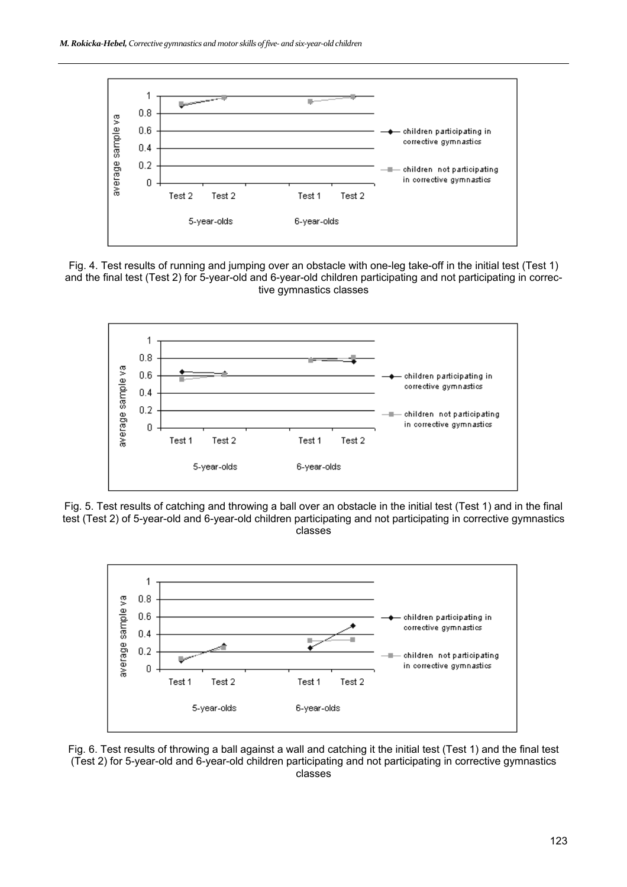1
0.8
0.6
0.4
0.2
0
average sample va
Test 2
Test 2
Test 1
Test 2
5-year-olds
6-year-olds
children participating in corrective gymnastics
children not participating in corrective gymnastics

Fig. 4. Test results of running and jumping over an obstacle with one-leg take-off in the initial test (Test 1) and the final test (Test 2) for 5-year-old and 6-year-old children participating and not participating in corrective gymnastics classes

1
0.8
0.6
0.4
0.2
0
average sample va
Test 1
Test 2
Test 1
Test 2
5-year-olds
6-year-olds
children participating in corrective gymnastics
children not participating in corrective gymnastics

Fig. 5. Test results of catching and throwing a ball over an obstacle in the initial test (Test 1) and in the final test (Test 2) of 5-year-old and 6-year-old children participating and not participating in corrective gymnastics classes

1
0.8
0.6
0.4
0.2
0
average sample va
Test 1
Test 2
Test 1
Test 2
5-year-olds
6-year-olds
children participating in corrective gymnastics
children not participating in corrective gymnastics

Fig. 6. Test results of throwing a ball against a wall and catching it the initial test (Test 1) and the final test (Test 2) for 5-year-old and 6-year-old children participating and not participating in corrective gymnastics classes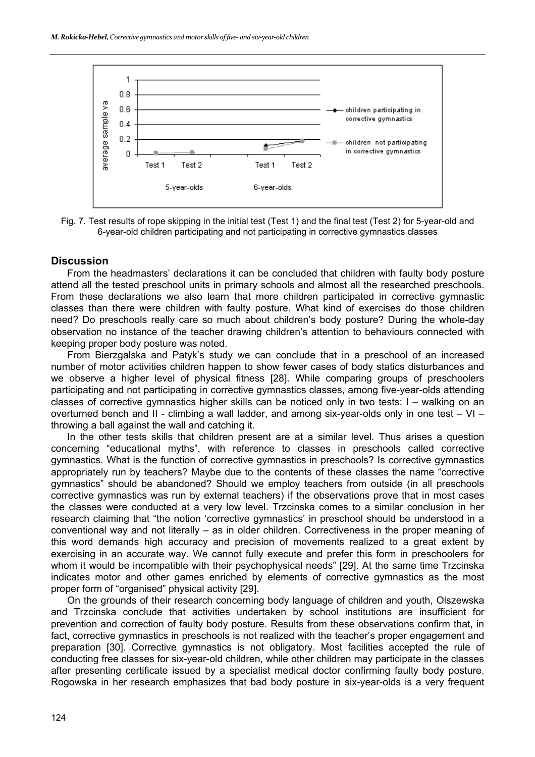1
0.8
0.6
0.4
0.2
0
average sample va
Test 1 Test 2 Test 1 Test 2
5-year-olds 6-year-olds
children participating in corrective gymnastics
children not participating in corrective gymnastics

Fig. 7. Test results of rope skipping in the initial test (Test 1) and the final test (Test 2) for 5-year-old and 6-year-old children participating and not participating in corrective gymnastics classes

## Discussion

From the headmasters' declarations it can be concluded that children with faulty body posture attend all the tested preschool units in primary schools and almost all the researched preschools. From these declarations we also learn that more children participated in corrective gymnastic classes than there were children with faulty posture. What kind of exercises do those children need? Do preschools really care so much about children's body posture? During the whole-day observation no instance of the teacher drawing children's attention to behaviours connected with keeping proper body posture was noted.

From Bierzgalska and Patyk's study we can conclude that in a preschool of an increased number of motor activities children happen to show fewer cases of body statics disturbances and we observe a higher level of physical fitness [28]. While comparing groups of preschoolers participating and not participating in corrective gymnastics classes, among five-year-olds attending classes of corrective gymnastics higher skills can be noticed only in two tests: I – walking on an overturned bench and II - climbing a wall ladder, and among six-year-olds only in one test – VI – throwing a ball against the wall and catching it.

In the other tests skills that children present are at a similar level. Thus arises a question concerning "educational myths", with reference to classes in preschools called corrective gymnastics. What is the function of corrective gymnastics in preschools? Is corrective gymnastics appropriately run by teachers? Maybe due to the contents of these classes the name "corrective gymnastics" should be abandoned? Should we employ teachers from outside (in all preschools corrective gymnastics was run by external teachers) if the observations prove that in most cases the classes were conducted at a very low level. Trzcinska comes to a similar conclusion in her research claiming that "the notion 'corrective gymnastics' in preschool should be understood in a conventional way and not literally – as in older children. Correctiveness in the proper meaning of this word demands high accuracy and precision of movements realized to a great extent by exercising in an accurate way. We cannot fully execute and prefer this form in preschoolers for whom it would be incompatible with their psychophysical needs" [29]. At the same time Trzcinska indicates motor and other games enriched by elements of corrective gymnastics as the most proper form of "organised" physical activity [29].

On the grounds of their research concerning body language of children and youth, Olszewska and Trzcinska conclude that activities undertaken by school institutions are insufficient for prevention and correction of faulty body posture. Results from these observations confirm that, in fact, corrective gymnastics in preschools is not realized with the teacher's proper engagement and preparation [30]. Corrective gymnastics is not obligatory. Most facilities accepted the rule of conducting free classes for six-year-old children, while other children may participate in the classes after presenting certificate issued by a specialist medical doctor confirming faulty body posture. Rogowska in her research emphasizes that bad body posture in six-year-olds is a very frequent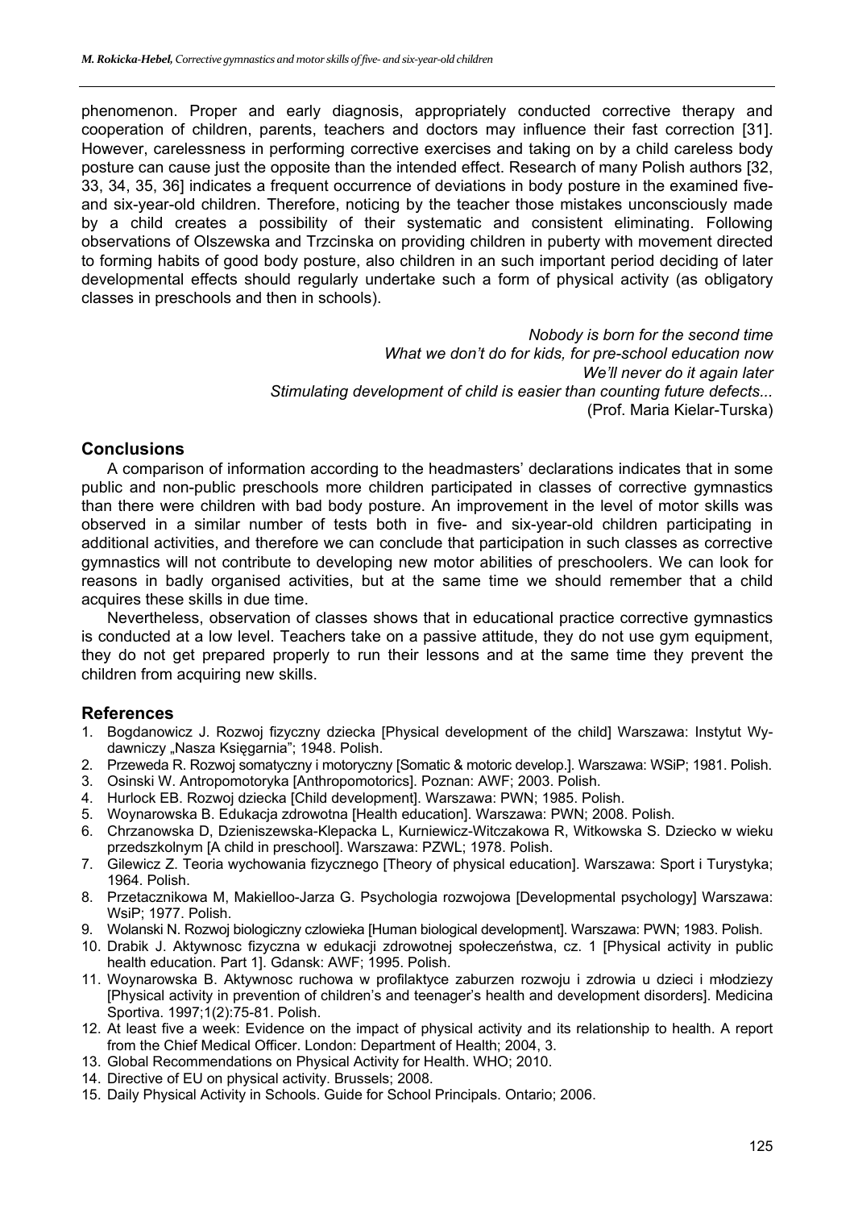phenomenon. Proper and early diagnosis, appropriately conducted corrective therapy and cooperation of children, parents, teachers and doctors may influence their fast correction [31]. However, carelessness in performing corrective exercises and taking on by a child careless body posture can cause just the opposite than the intended effect. Research of many Polish authors [32, 33, 34, 35, 36] indicates a frequent occurrence of deviations in body posture in the examined five- and six-year-old children. Therefore, noticing by the teacher those mistakes unconsciously made by a child creates a possibility of their systematic and consistent eliminating. Following observations of Olszewska and Trzcinska on providing children in puberty with movement directed to forming habits of good body posture, also children in an such important period deciding of later developmental effects should regularly undertake such a form of physical activity (as obligatory classes in preschools and then in schools).

*Nobody is born for the second time*
*What we don't do for kids, for pre-school education now*
*We'll never do it again later*
*Stimulating development of child is easier than counting future defects...*
(Prof. Maria Kielar-Turska)

## Conclusions

A comparison of information according to the headmasters' declarations indicates that in some public and non-public preschools more children participated in classes of corrective gymnastics than there were children with bad body posture. An improvement in the level of motor skills was observed in a similar number of tests both in five- and six-year-old children participating in additional activities, and therefore we can conclude that participation in such classes as corrective gymnastics will not contribute to developing new motor abilities of preschoolers. We can look for reasons in badly organised activities, but at the same time we should remember that a child acquires these skills in due time.

Nevertheless, observation of classes shows that in educational practice corrective gymnastics is conducted at a low level. Teachers take on a passive attitude, they do not use gym equipment, they do not get prepared properly to run their lessons and at the same time they prevent the children from acquiring new skills.

## References

1. Bogdanowicz J. Rozwoj fizyczny dziecka [Physical development of the child] Warszawa: Instytut Wydawniczy „Nasza Księgarnia"; 1948. Polish.
2. Przeweda R. Rozwoj somatyczny i motoryczny [Somatic & motoric develop.]. Warszawa: WSiP; 1981. Polish.
3. Osinski W. Antropomotoryka [Anthropomotorics]. Poznan: AWF; 2003. Polish.
4. Hurlock EB. Rozwoj dziecka [Child development]. Warszawa: PWN; 1985. Polish.
5. Woynarowska B. Edukacja zdrowotna [Health education]. Warszawa: PWN; 2008. Polish.
6. Chrzanowska D, Dzieniszewska-Klepacka L, Kurniewicz-Witczakowa R, Witkowska S. Dziecko w wieku przedszkolnym [A child in preschool]. Warszawa: PZWL; 1978. Polish.
7. Gilewicz Z. Teoria wychowania fizycznego [Theory of physical education]. Warszawa: Sport i Turystyka; 1964. Polish.
8. Przetacznikowa M, Makielloo-Jarza G. Psychologia rozwojowa [Developmental psychology] Warszawa: WsiP; 1977. Polish.
9. Wolanski N. Rozwoj biologiczny czlowieka [Human biological development]. Warszawa: PWN; 1983. Polish.
10. Drabik J. Aktywnosc fizyczna w edukacji zdrowotnej społeczeństwa, cz. 1 [Physical activity in public health education. Part 1]. Gdansk: AWF; 1995. Polish.
11. Woynarowska B. Aktywnosc ruchowa w profilaktyce zaburzen rozwoju i zdrowia u dzieci i młodziezy [Physical activity in prevention of children's and teenager's health and development disorders]. Medicina Sportiva. 1997;1(2):75-81. Polish.
12. At least five a week: Evidence on the impact of physical activity and its relationship to health. A report from the Chief Medical Officer. London: Department of Health; 2004, 3.
13. Global Recommendations on Physical Activity for Health. WHO; 2010.
14. Directive of EU on physical activity. Brussels; 2008.
15. Daily Physical Activity in Schools. Guide for School Principals. Ontario; 2006.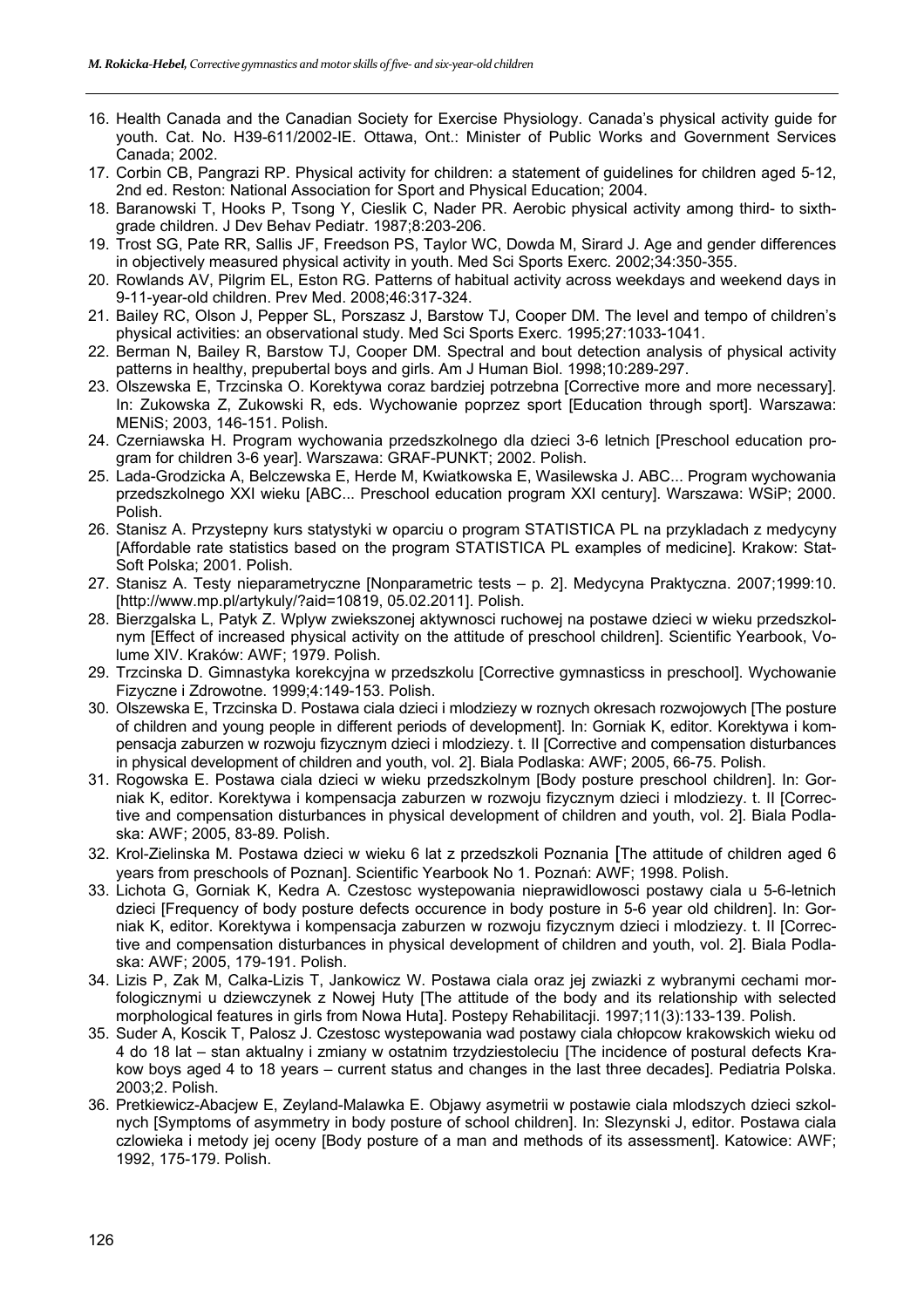16. Health Canada and the Canadian Society for Exercise Physiology. Canada's physical activity guide for youth. Cat. No. H39-611/2002-IE. Ottawa, Ont.: Minister of Public Works and Government Services Canada; 2002.
17. Corbin CB, Pangrazi RP. Physical activity for children: a statement of guidelines for children aged 5-12, 2nd ed. Reston: National Association for Sport and Physical Education; 2004.
18. Baranowski T, Hooks P, Tsong Y, Cieslik C, Nader PR. Aerobic physical activity among third- to sixth-grade children. J Dev Behav Pediatr. 1987;8:203-206.
19. Trost SG, Pate RR, Sallis JF, Freedson PS, Taylor WC, Dowda M, Sirard J. Age and gender differences in objectively measured physical activity in youth. Med Sci Sports Exerc. 2002;34:350-355.
20. Rowlands AV, Pilgrim EL, Eston RG. Patterns of habitual activity across weekdays and weekend days in 9-11-year-old children. Prev Med. 2008;46:317-324.
21. Bailey RC, Olson J, Pepper SL, Porszasz J, Barstow TJ, Cooper DM. The level and tempo of children's physical activities: an observational study. Med Sci Sports Exerc. 1995;27:1033-1041.
22. Berman N, Bailey R, Barstow TJ, Cooper DM. Spectral and bout detection analysis of physical activity patterns in healthy, prepubertal boys and girls. Am J Human Biol. 1998;10:289-297.
23. Olszewska E, Trzcinska O. Korektywa coraz bardziej potrzebna [Corrective more and more necessary]. In: Zukowska Z, Zukowski R, eds. Wychowanie poprzez sport [Education through sport]. Warszawa: MENiS; 2003, 146-151. Polish.
24. Czerniawska H. Program wychowania przedszkolnego dla dzieci 3-6 letnich [Preschool education program for children 3-6 year]. Warszawa: GRAF-PUNKT; 2002. Polish.
25. Lada-Grodzicka A, Belczewska E, Herde M, Kwiatkowska E, Wasilewska J. ABC... Program wychowania przedszkolnego XXI wieku [ABC... Preschool education program XXI century]. Warszawa: WSiP; 2000. Polish.
26. Stanisz A. Przystepny kurs statystyki w oparciu o program STATISTICA PL na przykladach z medycyny [Affordable rate statistics based on the program STATISTICA PL examples of medicine]. Krakow: Stat-Soft Polska; 2001. Polish.
27. Stanisz A. Testy nieparametryczne [Nonparametric tests – p. 2]. Medycyna Praktyczna. 2007;1999:10. [http://www.mp.pl/artykuly/?aid=10819, 05.02.2011]. Polish.
28. Bierzgalska L, Patyk Z. Wplyw zwiekszonej aktywnosci ruchowej na postawe dzieci w wieku przedszkolnym [Effect of increased physical activity on the attitude of preschool children]. Scientific Yearbook, Volume XIV. Kraków: AWF; 1979. Polish.
29. Trzcinska D. Gimnastyka korekcyjna w przedszkolu [Corrective gymnasticss in preschool]. Wychowanie Fizyczne i Zdrowotne. 1999;4:149-153. Polish.
30. Olszewska E, Trzcinska D. Postawa ciala dzieci i mlodziezy w roznych okresach rozwojowych [The posture of children and young people in different periods of development]. In: Gorniak K, editor. Korektywa i kompensacja zaburzen w rozwoju fizycznym dzieci i mlodziezy. t. II [Corrective and compensation disturbances in physical development of children and youth, vol. 2]. Biala Podlaska: AWF; 2005, 66-75. Polish.
31. Rogowska E. Postawa ciala dzieci w wieku przedszkolnym [Body posture preschool children]. In: Gorniak K, editor. Korektywa i kompensacja zaburzen w rozwoju fizycznym dzieci i mlodziezy. t. II [Corrective and compensation disturbances in physical development of children and youth, vol. 2]. Biala Podlaska: AWF; 2005, 83-89. Polish.
32. Krol-Zielinska M. Postawa dzieci w wieku 6 lat z przedszkoli Poznania [The attitude of children aged 6 years from preschools of Poznan]. Scientific Yearbook No 1. Poznań: AWF; 1998. Polish.
33. Lichota G, Gorniak K, Kedra A. Czestosc wystepowania nieprawidlowosci postawy ciala u 5-6-letnich dzieci [Frequency of body posture defects occurence in body posture in 5-6 year old children]. In: Gorniak K, editor. Korektywa i kompensacja zaburzen w rozwoju fizycznym dzieci i mlodziezy. t. II [Corrective and compensation disturbances in physical development of children and youth, vol. 2]. Biala Podlaska: AWF; 2005, 179-191. Polish.
34. Lizis P, Zak M, Calka-Lizis T, Jankowicz W. Postawa ciala oraz jej zwiazki z wybranymi cechami morfologicznymi u dziewczynek z Nowej Huty [The attitude of the body and its relationship with selected morphological features in girls from Nowa Huta]. Postepy Rehabilitacji. 1997;11(3):133-139. Polish.
35. Suder A, Koscik T, Palosz J. Czestosc wystepowania wad postawy ciala chłopcow krakowskich wieku od 4 do 18 lat – stan aktualny i zmiany w ostatnim trzydziestoleciu [The incidence of postural defects Krakow boys aged 4 to 18 years – current status and changes in the last three decades]. Pediatria Polska. 2003;2. Polish.
36. Pretkiewicz-Abacjew E, Zeyland-Malawka E. Objawy asymetrii w postawie ciala mlodszych dzieci szkolnych [Symptoms of asymmetry in body posture of school children]. In: Slezynski J, editor. Postawa ciala czlowieka i metody jej oceny [Body posture of a man and methods of its assessment]. Katowice: AWF; 1992, 175-179. Polish.